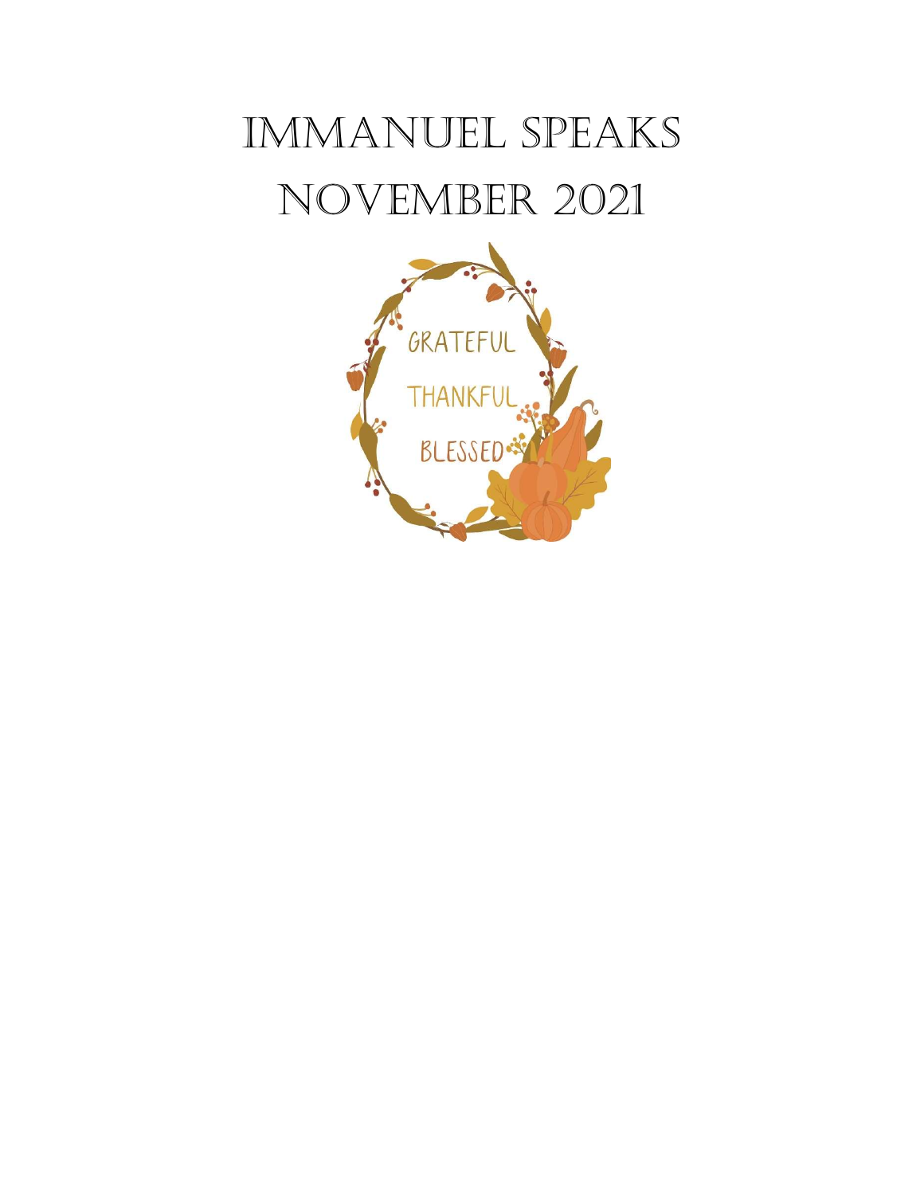# Immanuel Speaks

# November 2021

GRATEFUL

THANKFUL

BLESSED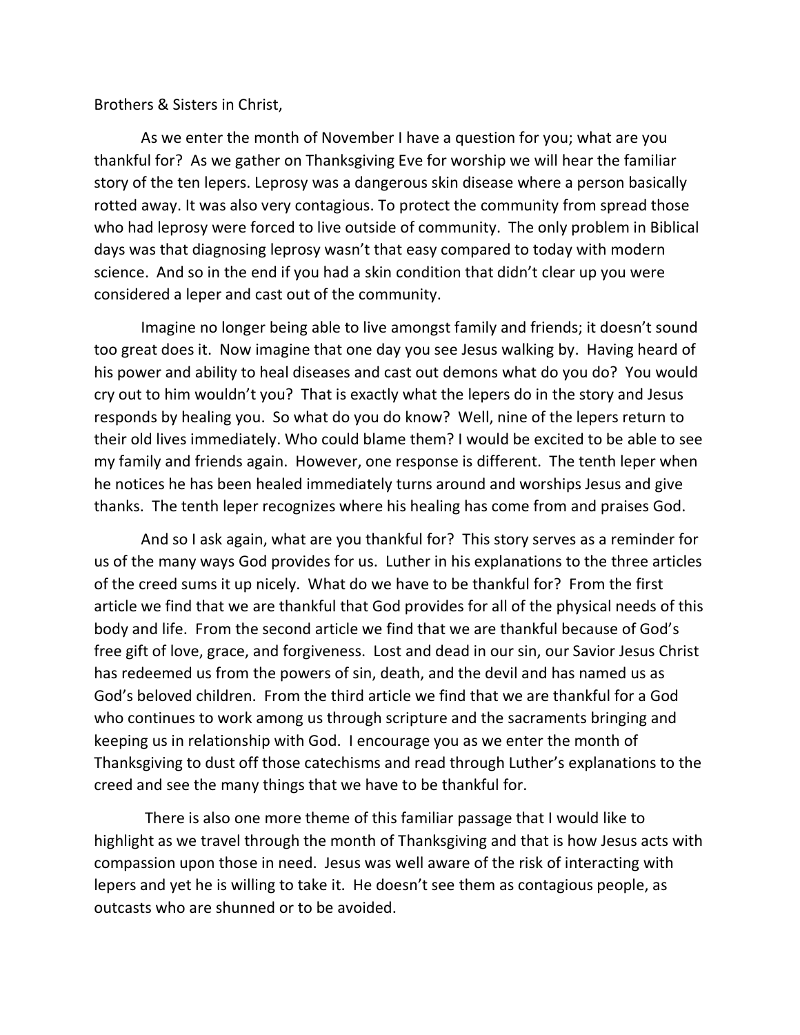Brothers & Sisters in Christ,

As we enter the month of November I have a question for you; what are you thankful for? As we gather on Thanksgiving Eve for worship we will hear the familiar story of the ten lepers. Leprosy was a dangerous skin disease where a person basically rotted away. It was also very contagious. To protect the community from spread those who had leprosy were forced to live outside of community. The only problem in Biblical days was that diagnosing leprosy wasn't that easy compared to today with modern science. And so in the end if you had a skin condition that didn't clear up you were considered a leper and cast out of the community.

Imagine no longer being able to live amongst family and friends; it doesn't sound too great does it. Now imagine that one day you see Jesus walking by. Having heard of his power and ability to heal diseases and cast out demons what do you do? You would cry out to him wouldn't you? That is exactly what the lepers do in the story and Jesus responds by healing you. So what do you do know? Well, nine of the lepers return to their old lives immediately. Who could blame them? I would be excited to be able to see my family and friends again. However, one response is different. The tenth leper when he notices he has been healed immediately turns around and worships Jesus and give thanks. The tenth leper recognizes where his healing has come from and praises God.

And so I ask again, what are you thankful for? This story serves as a reminder for us of the many ways God provides for us. Luther in his explanations to the three articles of the creed sums it up nicely. What do we have to be thankful for? From the first article we find that we are thankful that God provides for all of the physical needs of this body and life. From the second article we find that we are thankful because of God's free gift of love, grace, and forgiveness. Lost and dead in our sin, our Savior Jesus Christ has redeemed us from the powers of sin, death, and the devil and has named us as God's beloved children. From the third article we find that we are thankful for a God who continues to work among us through scripture and the sacraments bringing and keeping us in relationship with God. I encourage you as we enter the month of Thanksgiving to dust off those catechisms and read through Luther's explanations to the creed and see the many things that we have to be thankful for.

There is also one more theme of this familiar passage that I would like to highlight as we travel through the month of Thanksgiving and that is how Jesus acts with compassion upon those in need. Jesus was well aware of the risk of interacting with lepers and yet he is willing to take it. He doesn't see them as contagious people, as outcasts who are shunned or to be avoided.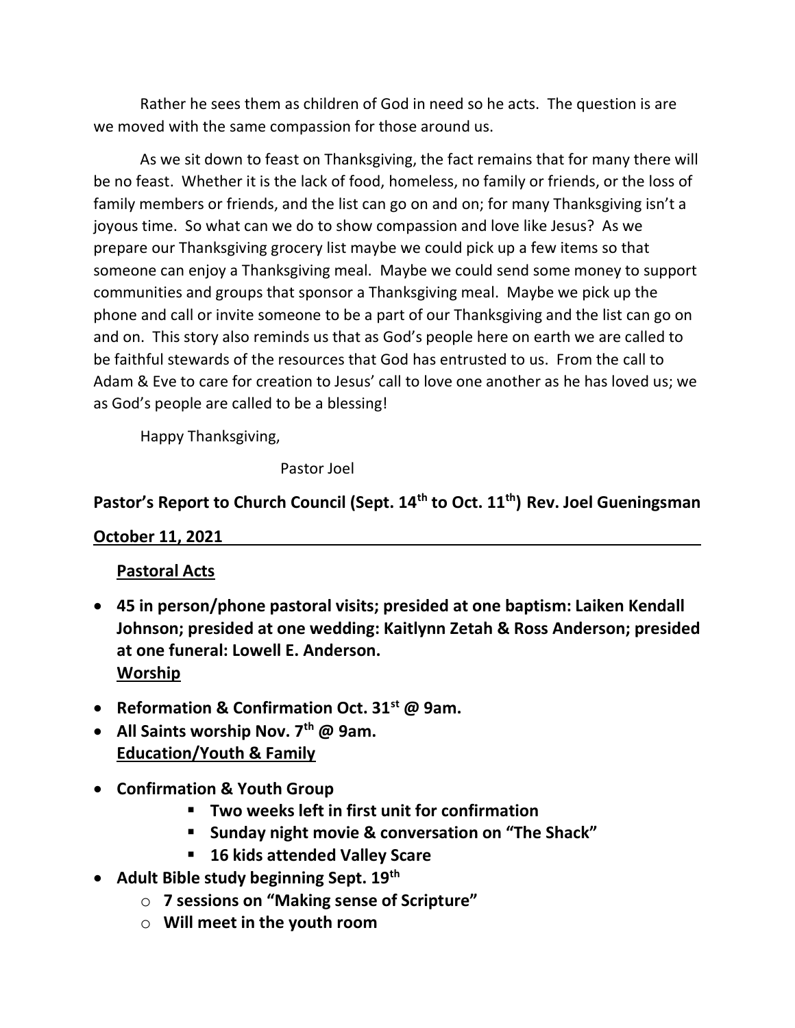Rather he sees them as children of God in need so he acts. The question is are we moved with the same compassion for those around us.

As we sit down to feast on Thanksgiving, the fact remains that for many there will be no feast. Whether it is the lack of food, homeless, no family or friends, or the loss of family members or friends, and the list can go on and on; for many Thanksgiving isn't a joyous time. So what can we do to show compassion and love like Jesus? As we prepare our Thanksgiving grocery list maybe we could pick up a few items so that someone can enjoy a Thanksgiving meal. Maybe we could send some money to support communities and groups that sponsor a Thanksgiving meal. Maybe we pick up the phone and call or invite someone to be a part of our Thanksgiving and the list can go on and on. This story also reminds us that as God's people here on earth we are called to be faithful stewards of the resources that God has entrusted to us. From the call to Adam & Eve to care for creation to Jesus' call to love one another as he has loved us; we as God's people are called to be a blessing!

Happy Thanksgiving,

Pastor Joel

## Pastor's Report to Church Council (Sept. 14th to Oct. 11th) Rev. Joel Gueningsman

**October 11, 2021**

### Pastoral Acts

- **45 in person/phone pastoral visits; presided at one baptism: Laiken Kendall Johnson; presided at one wedding: Kaitlynn Zetah & Ross Anderson; presided at one funeral: Lowell E. Anderson.**

### Worship

- **Reformation & Confirmation Oct. 31st @ 9am.**
- **All Saints worship Nov. 7th @ 9am.**

### Education/Youth & Family

- **Confirmation & Youth Group**
  - **Two weeks left in first unit for confirmation**
  - **Sunday night movie & conversation on "The Shack"**
  - **16 kids attended Valley Scare**
- **Adult Bible study beginning Sept. 19th**
  - **7 sessions on "Making sense of Scripture"**
  - **Will meet in the youth room**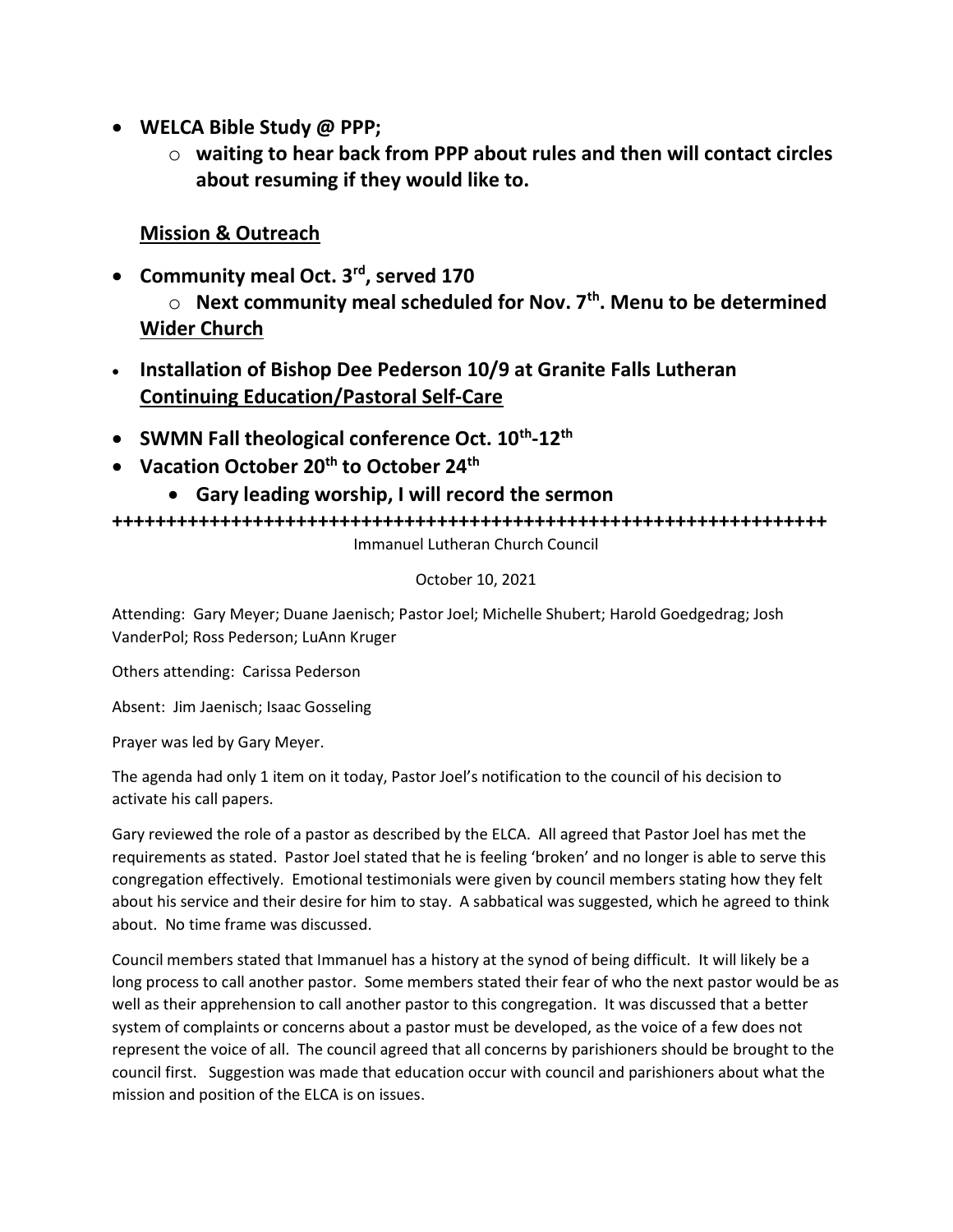- **WELCA Bible Study @ PPP;**
  - **waiting to hear back from PPP about rules and then will contact circles about resuming if they would like to.**

**Mission & Outreach**

- **Community meal Oct. 3rd, served 170**
  - **Next community meal scheduled for Nov. 7th. Menu to be determined**

**Wider Church**

- **Installation of Bishop Dee Pederson 10/9 at Granite Falls Lutheran**

**Continuing Education/Pastoral Self-Care**

- **SWMN Fall theological conference Oct. 10th-12th**
- **Vacation October 20th to October 24th**
  - **Gary leading worship, I will record the sermon**

**++++++++++++++++++++++++++++++++++++++++++++++++++++++++++++++++++++**

Immanuel Lutheran Church Council

October 10, 2021

Attending: Gary Meyer; Duane Jaenisch; Pastor Joel; Michelle Shubert; Harold Goedgedrag; Josh VanderPol; Ross Pederson; LuAnn Kruger

Others attending: Carissa Pederson

Absent: Jim Jaenisch; Isaac Gosseling

Prayer was led by Gary Meyer.

The agenda had only 1 item on it today, Pastor Joel's notification to the council of his decision to activate his call papers.

Gary reviewed the role of a pastor as described by the ELCA. All agreed that Pastor Joel has met the requirements as stated. Pastor Joel stated that he is feeling 'broken' and no longer is able to serve this congregation effectively. Emotional testimonials were given by council members stating how they felt about his service and their desire for him to stay. A sabbatical was suggested, which he agreed to think about. No time frame was discussed.

Council members stated that Immanuel has a history at the synod of being difficult. It will likely be a long process to call another pastor. Some members stated their fear of who the next pastor would be as well as their apprehension to call another pastor to this congregation. It was discussed that a better system of complaints or concerns about a pastor must be developed, as the voice of a few does not represent the voice of all. The council agreed that all concerns by parishioners should be brought to the council first. Suggestion was made that education occur with council and parishioners about what the mission and position of the ELCA is on issues.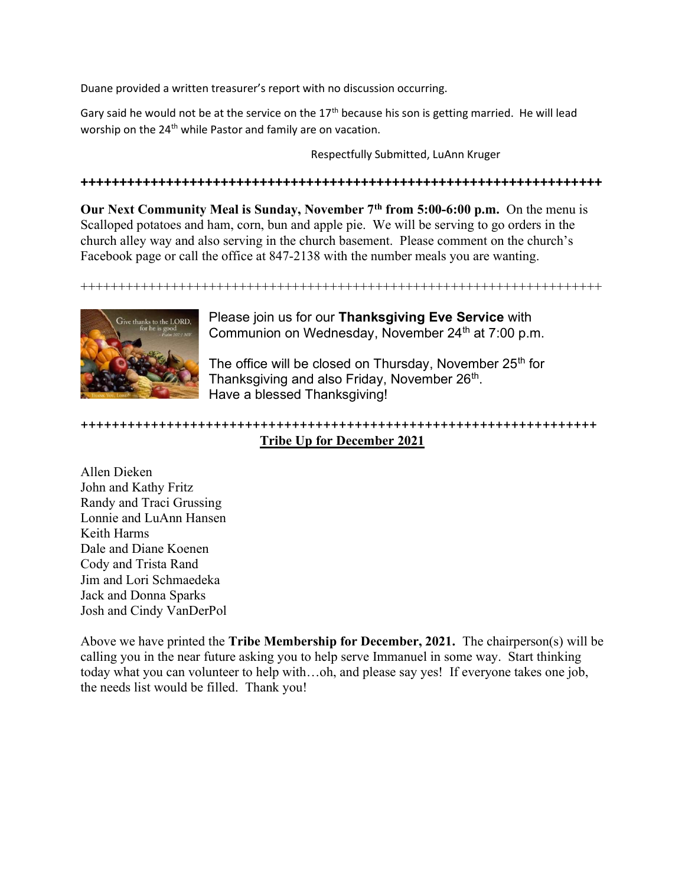Duane provided a written treasurer's report with no discussion occurring.

Gary said he would not be at the service on the 17th because his son is getting married. He will lead worship on the 24th while Pastor and family are on vacation.

Respectfully Submitted, LuAnn Kruger

++++++++++++++++++++++++++++++++++++++++++++++++++++++++++++++++++++++

**Our Next Community Meal is Sunday, November 7th from 5:00-6:00 p.m.** On the menu is Scalloped potatoes and ham, corn, bun and apple pie. We will be serving to go orders in the church alley way and also serving in the church basement. Please comment on the church's Facebook page or call the office at 847-2138 with the number meals you are wanting.

++++++++++++++++++++++++++++++++++++++++++++++++++++++++++++++++++++++

Please join us for our **Thanksgiving Eve Service** with Communion on Wednesday, November 24th at 7:00 p.m.

The office will be closed on Thursday, November 25th for Thanksgiving and also Friday, November 26th.
Have a blessed Thanksgiving!

++++++++++++++++++++++++++++++++++++++++++++++++++++++++++++++++++++++

## Tribe Up for December 2021

Allen Dieken
John and Kathy Fritz
Randy and Traci Grussing
Lonnie and LuAnn Hansen
Keith Harms
Dale and Diane Koenen
Cody and Trista Rand
Jim and Lori Schmaedeka
Jack and Donna Sparks
Josh and Cindy VanDerPol

Above we have printed the **Tribe Membership for December, 2021.** The chairperson(s) will be calling you in the near future asking you to help serve Immanuel in some way. Start thinking today what you can volunteer to help with…oh, and please say yes! If everyone takes one job, the needs list would be filled. Thank you!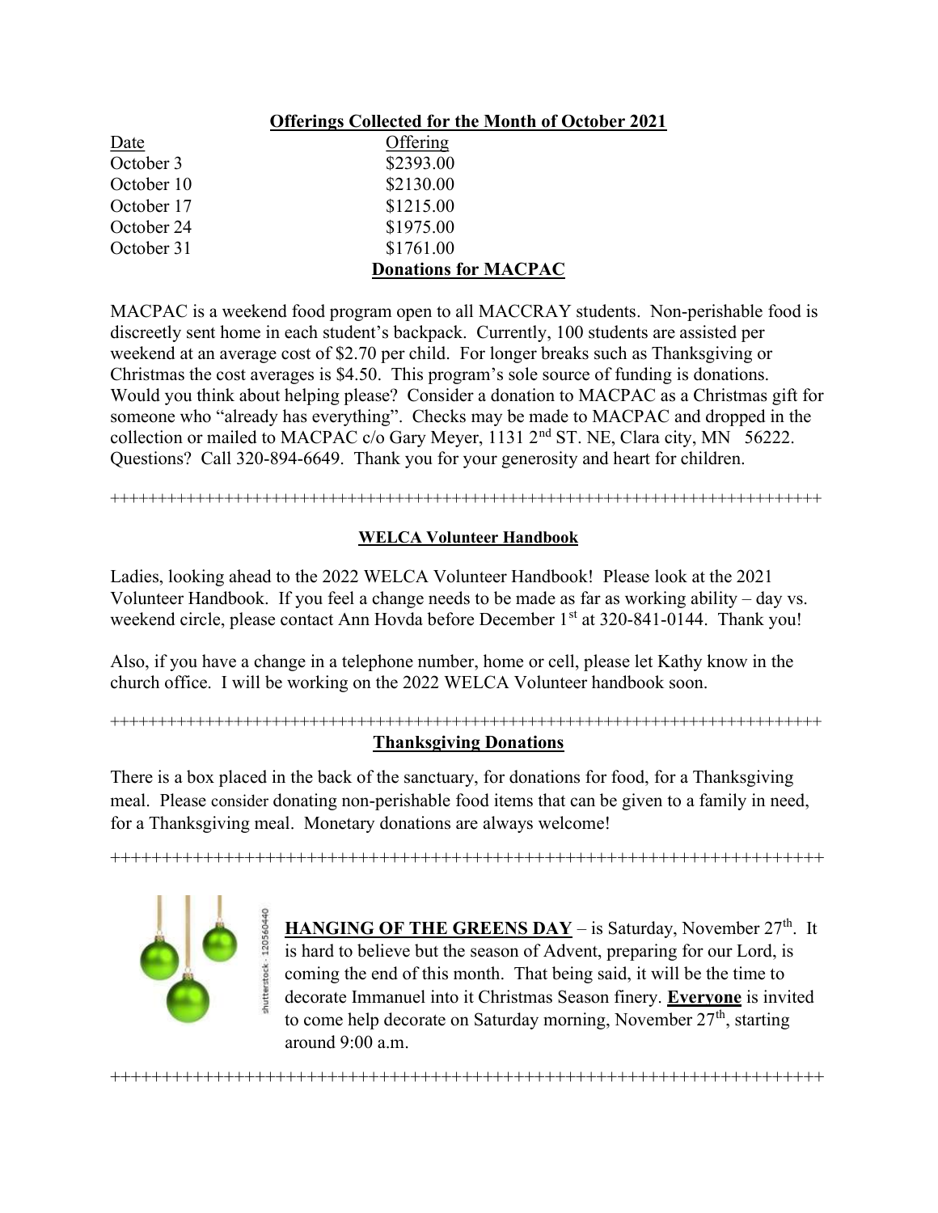**Offerings Collected for the Month of October 2021**

| Date | Offering |
| --- | --- |
| October 3 | $2393.00 |
| October 10 | $2130.00 |
| October 17 | $1215.00 |
| October 24 | $1975.00 |
| October 31 | $1761.00 |

**Donations for MACPAC**

MACPAC is a weekend food program open to all MACCRAY students. Non-perishable food is discreetly sent home in each student's backpack. Currently, 100 students are assisted per weekend at an average cost of $2.70 per child. For longer breaks such as Thanksgiving or Christmas the cost averages is $4.50. This program's sole source of funding is donations. Would you think about helping please? Consider a donation to MACPAC as a Christmas gift for someone who "already has everything". Checks may be made to MACPAC and dropped in the collection or mailed to MACPAC c/o Gary Meyer, 1131 2nd ST. NE, Clara city, MN 56222. Questions? Call 320-894-6649. Thank you for your generosity and heart for children.

++++++++++++++++++++++++++++++++++++++++++++++++++++++++++++++++++++++++

**WELCA Volunteer Handbook**

Ladies, looking ahead to the 2022 WELCA Volunteer Handbook! Please look at the 2021 Volunteer Handbook. If you feel a change needs to be made as far as working ability – day vs. weekend circle, please contact Ann Hovda before December 1st at 320-841-0144. Thank you!

Also, if you have a change in a telephone number, home or cell, please let Kathy know in the church office. I will be working on the 2022 WELCA Volunteer handbook soon.

++++++++++++++++++++++++++++++++++++++++++++++++++++++++++++++++++++++++

**Thanksgiving Donations**

There is a box placed in the back of the sanctuary, for donations for food, for a Thanksgiving meal. Please consider donating non-perishable food items that can be given to a family in need, for a Thanksgiving meal. Monetary donations are always welcome!

++++++++++++++++++++++++++++++++++++++++++++++++++++++++++++++++++++++++

**HANGING OF THE GREENS DAY** – is Saturday, November 27th. It is hard to believe but the season of Advent, preparing for our Lord, is coming the end of this month. That being said, it will be the time to decorate Immanuel into it Christmas Season finery. **Everyone** is invited to come help decorate on Saturday morning, November 27th, starting around 9:00 a.m.

++++++++++++++++++++++++++++++++++++++++++++++++++++++++++++++++++++++++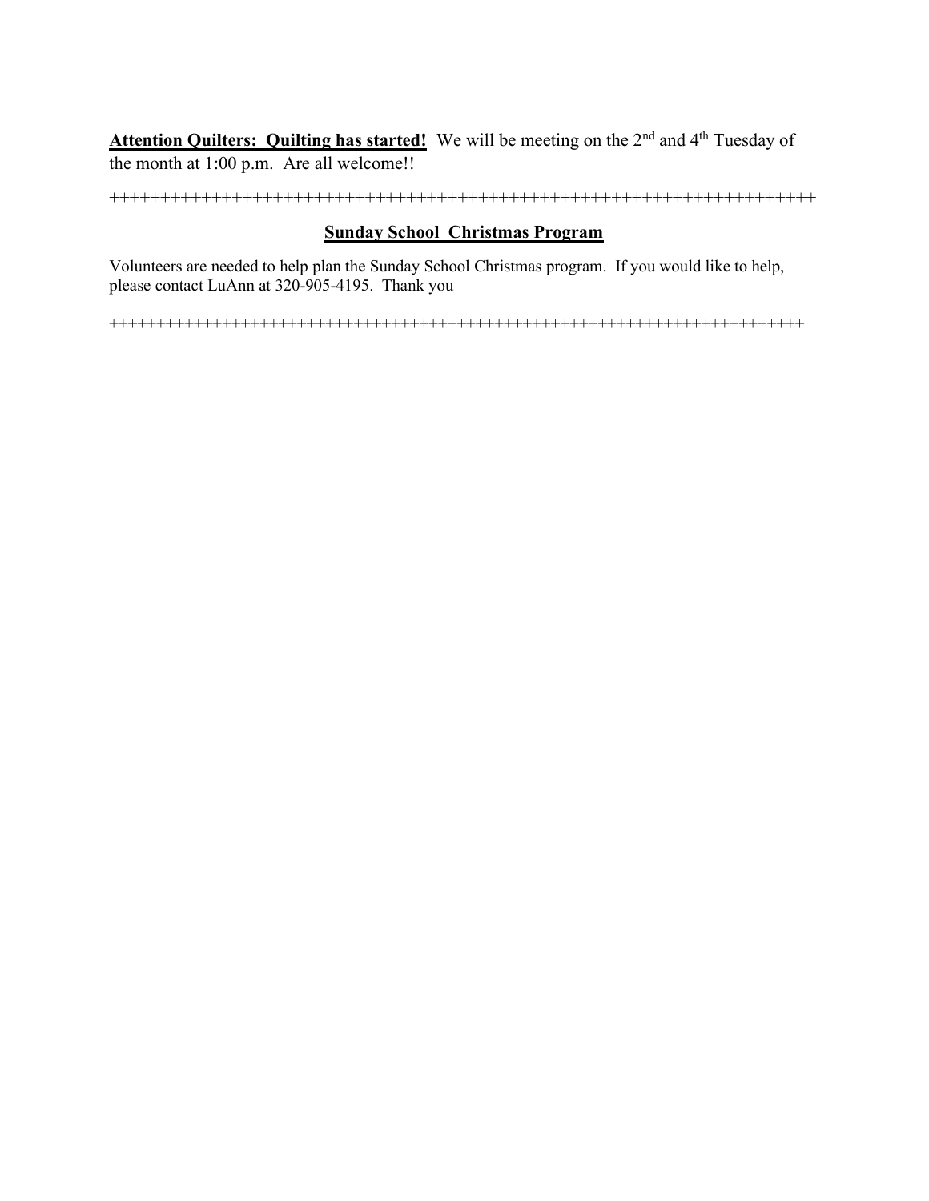**Attention Quilters: Quilting has started!** We will be meeting on the 2nd and 4th Tuesday of the month at 1:00 p.m. Are all welcome!!

++++++++++++++++++++++++++++++++++++++++++++++++++++++++++++++++++++++++

## Sunday School Christmas Program

Volunteers are needed to help plan the Sunday School Christmas program. If you would like to help, please contact LuAnn at 320-905-4195. Thank you

++++++++++++++++++++++++++++++++++++++++++++++++++++++++++++++++++++++++